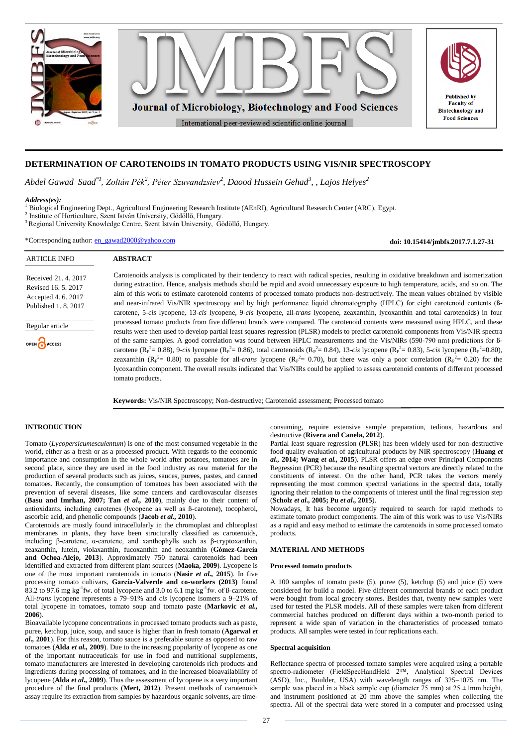# DETERMINATION OF CAROTENOIDS IN TOMATO PRODUCTS USING VIS/NIR SPECTROSCOPY

*Abdel Gawad Saad*[*1], *Zoltán Pék*[2], *Péter Szuvandzsiev*[2], *Daood Hussein Gehad*[3], , *Lajos Helyes*[2]

***Address(es):***
[1] Biological Engineering Dept., Agricultural Engineering Research Institute (AEnRI), Agricultural Research Center (ARC), Egypt.
[2] Institute of Horticulture, Szent István University, Gödöllő, Hungary.
[3] Regional University Knowledge Centre, Szent István University, Gödöllő, Hungary.

*Corresponding author: en_gawad2000@yahoo.com

**doi: 10.15414/jmbfs.2017.7.1.27-31**

| ARTICLE INFO |
|---|
| Received 21. 4. 2017 |
| Revised 16. 5. 2017 |
| Accepted 4. 6. 2017 |
| Published 1. 8. 2017 |

Regular article

OPEN ACCESS

## ABSTRACT

Carotenoids analysis is complicated by their tendency to react with radical species, resulting in oxidative breakdown and isomerization during extraction. Hence, analysis methods should be rapid and avoid unnecessary exposure to high temperature, acids, and so on. The aim of this work was to estimate carotenoid contents of processed tomato products non-destructively. The mean values obtained by visible and near-infrared Vis/NIR spectroscopy and by high performance liquid chromatography (HPLC) for eight carotenoid contents (ß-carotene, 5-*cis* lycopene, 13-*cis* lycopene, 9-*cis* lycopene, all-*trans* lycopene, zeaxanthin, lycoxanthin and total carotenoids) in four processed tomato products from five different brands were compared. The carotenoid contents were measured using HPLC, and these results were then used to develop partial least squares regression (PLSR) models to predict carotenoid components from Vis/NIR spectra of the same samples. A good correlation was found between HPLC measurements and the Vis/NIRs (590-790 nm) predictions for ß-carotene ($R_P^2$= 0.88), 9-*cis* lycopene ($R_P^2$= 0.86), total carotenoids ($R_P^2$= 0.84), 13-*cis* lycopene ($R_P^2$= 0.83), 5-*cis* lycopene ($R_P^2$=0.80), zeaxanthin ($R_P^2$= 0.80) to passable for all-*trans* lycopene ($R_P^2$= 0.70), but there was only a poor correlation ($R_P^2$= 0.20) for the lycoxanthin component. The overall results indicated that Vis/NIRs could be applied to assess carotenoid contents of different processed tomato products.

**Keywords:** Vis/NIR Spectroscopy; Non-destructive; Carotenoid assessment; Processed tomato

## INTRODUCTION

Tomato (*Lycopersicumesculentum*) is one of the most consumed vegetable in the world, either as a fresh or as a processed product. With regards to the economic importance and consumption in the whole world after potatoes, tomatoes are in second place, since they are used in the food industry as raw material for the production of several products such as juices, sauces, purees, pastes, and canned tomatoes. Recently, the consumption of tomatoes has been associated with the prevention of several diseases, like some cancers and cardiovascular diseases (**Basu and Imrhan, 2007; Tan *et al.*, 2010**), mainly due to their content of antioxidants, including carotenes (lycopene as well as ß-carotene), tocopherol, ascorbic acid, and phenolic compounds (**Jacob *et al.*, 2010**).

Carotenoids are mostly found intracellularly in the chromoplast and chloroplast membranes in plants, they have been structurally classified as carotenoids, including β-carotene, α-carotene, and xanthophylls such as β-cryptoxanthin, zeaxanthin, lutein, violaxanthin, fucoxanthin and neoxanthin (**Gómez-García and Ochoa-Alejo, 2013**). Approximately 750 natural carotenoids had been identified and extracted from different plant sources (**Maoka, 2009**). Lycopene is one of the most important carotenoids in tomato (**Nasir *et al.*, 2015**). In five processing tomato cultivars, **García-Valverde and co-workers (2013)** found 83.2 to 97.6 mg kg$^{-1}$fw. of total lycopene and 3.0 to 6.1 mg kg$^{-1}$fw. of ß-carotene. All-*trans* lycopene represents a 79–91% and *cis* lycopene isomers a 9–21% of total lycopene in tomatoes, tomato soup and tomato paste (**Markovic *et al.*, 2006**).

Bioavailable lycopene concentrations in processed tomato products such as paste, puree, ketchup, juice, soup, and sauce is higher than in fresh tomato (**Agarwal *et al.*, 2001**). For this reason, tomato sauce is a preferable source as opposed to raw tomatoes (**Alda *et al.*, 2009**). Due to the increasing popularity of lycopene as one of the important nutraceuticals for use in food and nutritional supplements, tomato manufacturers are interested in developing carotenoids rich products and ingredients during processing of tomatoes, and in the increased bioavailability of lycopene (**Alda *et al.*, 2009**). Thus the assessment of lycopene is a very important procedure of the final products (**Mert, 2012**). Present methods of carotenoids assay require its extraction from samples by hazardous organic solvents, are time-consuming, require extensive sample preparation, tedious, hazardous and destructive (**Rivera and Canela, 2012**).

Partial least square regression (PLSR) has been widely used for non-destructive food quality evaluation of agricultural products by NIR spectroscopy (**Huang *et al.*, 2014; Wang *et al.*, 2015**). PLSR offers an edge over Principal Components Regression (PCR) because the resulting spectral vectors are directly related to the constituents of interest. On the other hand, PCR takes the vectors merely representing the most common spectral variations in the spectral data, totally ignoring their relation to the components of interest until the final regression step (**Scholz *et al.*, 2005; Pu *et al.*, 2015**).

Nowadays, It has become urgently required to search for rapid methods to estimate tomato product components. The aim of this work was to use Vis/NIRs as a rapid and easy method to estimate the carotenoids in some processed tomato products.

## MATERIAL AND METHODS

### Processed tomato products

A 100 samples of tomato paste (5), puree (5), ketchup (5) and juice (5) were considered for build a model. Five different commercial brands of each product were bought from local grocery stores. Besides that, twenty new samples were used for tested the PLSR models. All of these samples were taken from different commercial batches produced on different days within a two-month period to represent a wide span of variation in the characteristics of processed tomato products. All samples were tested in four replications each.

### Spectral acquisition

Reflectance spectra of processed tomato samples were acquired using a portable spectro-radiometer (FieldSpecHandHeld 2™, Analytical Spectral Devices (ASD), Inc., Boulder, USA) with wavelength ranges of 325–1075 nm. The sample was placed in a black sample cup (diameter 75 mm) at 25 ±1mm height, and instrument positioned at 20 mm above the samples when collecting the spectra. All of the spectral data were stored in a computer and processed using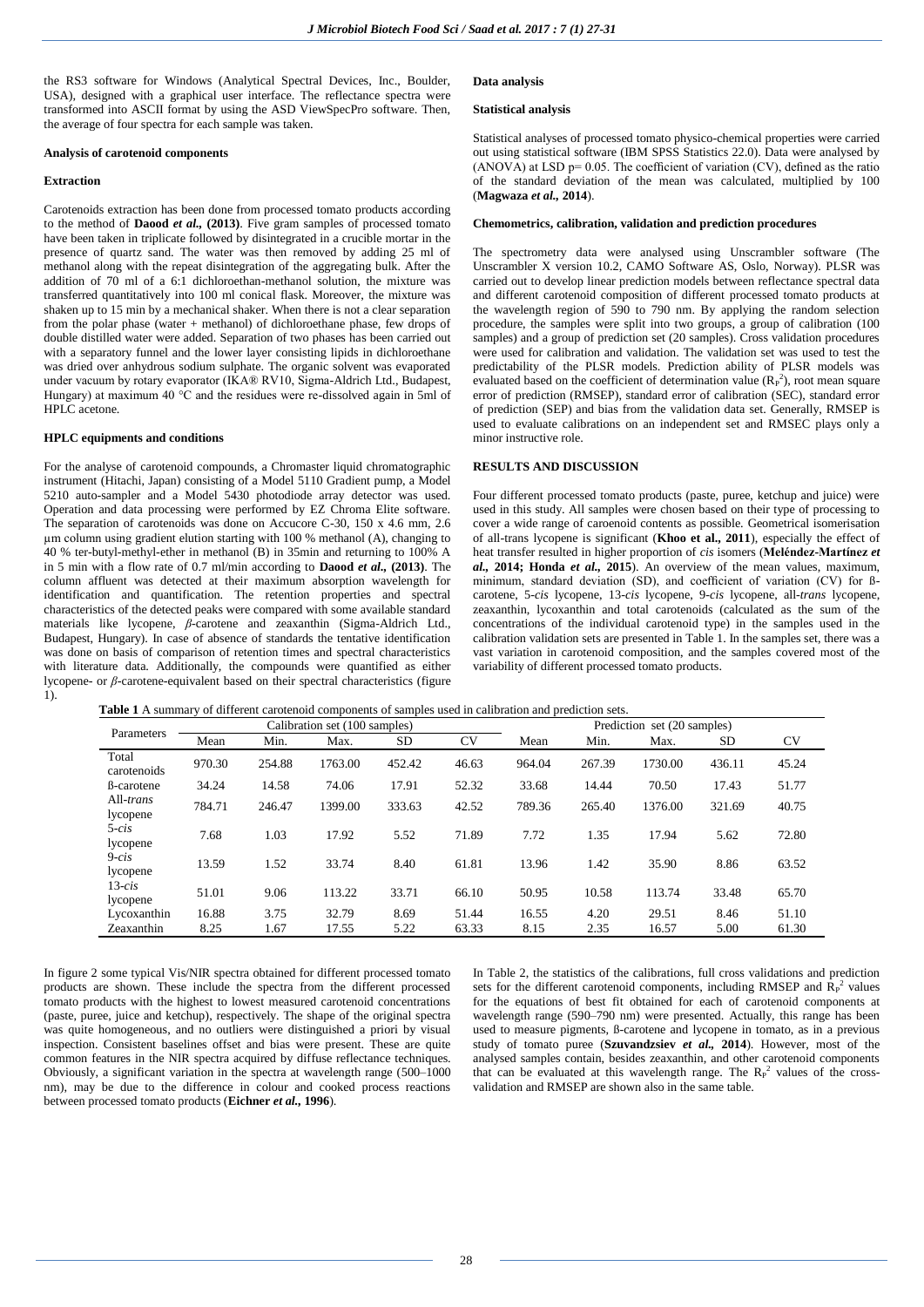the RS3 software for Windows (Analytical Spectral Devices, Inc., Boulder, USA), designed with a graphical user interface. The reflectance spectra were transformed into ASCII format by using the ASD ViewSpecPro software. Then, the average of four spectra for each sample was taken.

#### Analysis of carotenoid components

#### Extraction

Carotenoids extraction has been done from processed tomato products according to the method of **Daood *et al.*, (2013)**. Five gram samples of processed tomato have been taken in triplicate followed by disintegrated in a crucible mortar in the presence of quartz sand. The water was then removed by adding 25 ml of methanol along with the repeat disintegration of the aggregating bulk. After the addition of 70 ml of a 6:1 dichloroethan-methanol solution, the mixture was transferred quantitatively into 100 ml conical flask. Moreover, the mixture was shaken up to 15 min by a mechanical shaker. When there is not a clear separation from the polar phase (water + methanol) of dichloroethane phase, few drops of double distilled water were added. Separation of two phases has been carried out with a separatory funnel and the lower layer consisting lipids in dichloroethane was dried over anhydrous sodium sulphate. The organic solvent was evaporated under vacuum by rotary evaporator (IKA® RV10, Sigma-Aldrich Ltd., Budapest, Hungary) at maximum 40 °C and the residues were re-dissolved again in 5ml of HPLC acetone.

#### HPLC equipments and conditions

For the analyse of carotenoid compounds, a Chromaster liquid chromatographic instrument (Hitachi, Japan) consisting of a Model 5110 Gradient pump, a Model 5210 auto-sampler and a Model 5430 photodiode array detector was used. Operation and data processing were performed by EZ Chroma Elite software. The separation of carotenoids was done on Accucore C-30, 150 x 4.6 mm, 2.6 µm column using gradient elution starting with 100 % methanol (A), changing to 40 % ter-butyl-methyl-ether in methanol (B) in 35min and returning to 100% A in 5 min with a flow rate of 0.7 ml/min according to **Daood *et al.*, (2013)**. The column affluent was detected at their maximum absorption wavelength for identification and quantification. The retention properties and spectral characteristics of the detected peaks were compared with some available standard materials like lycopene, *β*-carotene and zeaxanthin (Sigma-Aldrich Ltd., Budapest, Hungary). In case of absence of standards the tentative identification was done on basis of comparison of retention times and spectral characteristics with literature data. Additionally, the compounds were quantified as either lycopene- or *β*-carotene-equivalent based on their spectral characteristics (figure 1).

#### Data analysis

#### Statistical analysis

Statistical analyses of processed tomato physico-chemical properties were carried out using statistical software (IBM SPSS Statistics 22.0). Data were analysed by (ANOVA) at LSD p= 0.05. The coefficient of variation (CV), defined as the ratio of the standard deviation of the mean was calculated, multiplied by 100 (**Magwaza *et al.*, 2014**).

#### Chemometrics, calibration, validation and prediction procedures

The spectrometry data were analysed using Unscrambler software (The Unscrambler X version 10.2, CAMO Software AS, Oslo, Norway). PLSR was carried out to develop linear prediction models between reflectance spectral data and different carotenoid composition of different processed tomato products at the wavelength region of 590 to 790 nm. By applying the random selection procedure, the samples were split into two groups, a group of calibration (100 samples) and a group of prediction set (20 samples). Cross validation procedures were used for calibration and validation. The validation set was used to test the predictability of the PLSR models. Prediction ability of PLSR models was evaluated based on the coefficient of determination value ($R_P^2$), root mean square error of prediction (RMSEP), standard error of calibration (SEC), standard error of prediction (SEP) and bias from the validation data set. Generally, RMSEP is used to evaluate calibrations on an independent set and RMSEC plays only a minor instructive role.

## RESULTS AND DISCUSSION

Four different processed tomato products (paste, puree, ketchup and juice) were used in this study. All samples were chosen based on their type of processing to cover a wide range of caroenoid contents as possible. Geometrical isomerisation of all-trans lycopene is significant (**Khoo et al., 2011**), especially the effect of heat transfer resulted in higher proportion of *cis* isomers (**Meléndez-Martínez *et al.*, 2014; Honda *et al.*, 2015**). An overview of the mean values, maximum, minimum, standard deviation (SD), and coefficient of variation (CV) for ß-carotene, 5-*cis* lycopene, 13-*cis* lycopene, 9-*cis* lycopene, all-*trans* lycopene, zeaxanthin, lycoxanthin and total carotenoids (calculated as the sum of the concentrations of the individual carotenoid type) in the samples used in the calibration validation sets are presented in Table 1. In the samples set, there was a vast variation in carotenoid composition, and the samples covered most of the variability of different processed tomato products.

**Table 1** A summary of different carotenoid components of samples used in calibration and prediction sets.

| Parameters | Calibration set (100 samples) | | | | | Prediction set (20 samples) | | | | |
|---|---|---|---|---|---|---|---|---|---|---|
| | Mean | Min. | Max. | SD | CV | Mean | Min. | Max. | SD | CV |
| Total carotenoids | 970.30 | 254.88 | 1763.00 | 452.42 | 46.63 | 964.04 | 267.39 | 1730.00 | 436.11 | 45.24 |
| ß-carotene | 34.24 | 14.58 | 74.06 | 17.91 | 52.32 | 33.68 | 14.44 | 70.50 | 17.43 | 51.77 |
| All-*trans* lycopene | 784.71 | 246.47 | 1399.00 | 333.63 | 42.52 | 789.36 | 265.40 | 1376.00 | 321.69 | 40.75 |
| 5-*cis* lycopene | 7.68 | 1.03 | 17.92 | 5.52 | 71.89 | 7.72 | 1.35 | 17.94 | 5.62 | 72.80 |
| 9-*cis* lycopene | 13.59 | 1.52 | 33.74 | 8.40 | 61.81 | 13.96 | 1.42 | 35.90 | 8.86 | 63.52 |
| 13-*cis* lycopene | 51.01 | 9.06 | 113.22 | 33.71 | 66.10 | 50.95 | 10.58 | 113.74 | 33.48 | 65.70 |
| Lycoxanthin | 16.88 | 3.75 | 32.79 | 8.69 | 51.44 | 16.55 | 4.20 | 29.51 | 8.46 | 51.10 |
| Zeaxanthin | 8.25 | 1.67 | 17.55 | 5.22 | 63.33 | 8.15 | 2.35 | 16.57 | 5.00 | 61.30 |

In figure 2 some typical Vis/NIR spectra obtained for different processed tomato products are shown. These include the spectra from the different processed tomato products with the highest to lowest measured carotenoid concentrations (paste, puree, juice and ketchup), respectively. The shape of the original spectra was quite homogeneous, and no outliers were distinguished a priori by visual inspection. Consistent baselines offset and bias were present. These are quite common features in the NIR spectra acquired by diffuse reflectance techniques. Obviously, a significant variation in the spectra at wavelength range (500–1000 nm), may be due to the difference in colour and cooked process reactions between processed tomato products (**Eichner *et al.*, 1996**).

In Table 2, the statistics of the calibrations, full cross validations and prediction sets for the different carotenoid components, including RMSEP and $R_P^2$ values for the equations of best fit obtained for each of carotenoid components at wavelength range (590–790 nm) were presented. Actually, this range has been used to measure pigments, ß-carotene and lycopene in tomato, as in a previous study of tomato puree (**Szuvandzsiev *et al.*, 2014**). However, most of the analysed samples contain, besides zeaxanthin, and other carotenoid components that can be evaluated at this wavelength range. The $R_P^2$ values of the cross-validation and RMSEP are shown also in the same table.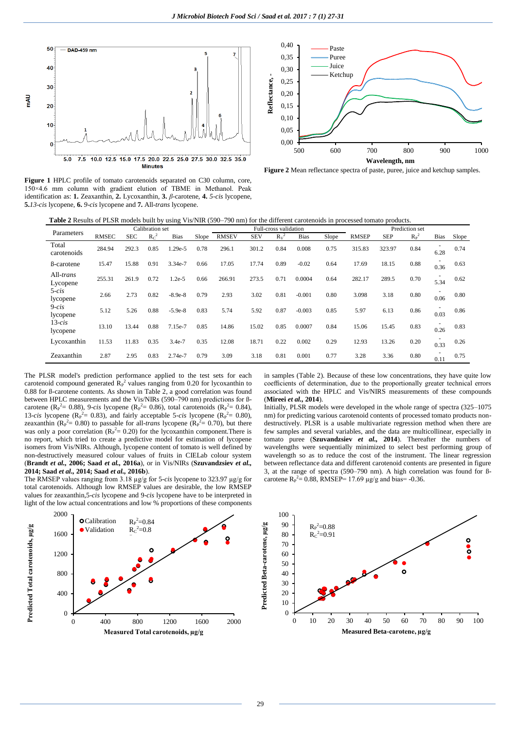**Figure 1** HPLC profile of tomato carotenoids separated on C30 column, core, 150×4.6 mm column with gradient elution of TBME in Methanol. Peak identification as: **1.** Zeaxanthin, **2.** Lycoxanthin, **3.** *β*-carotene, **4.** *5-cis* lycopene, **5.***13-cis* lycopene, **6.** *9-cis* lycopene and **7.** All-*trans* lycopene.

**Figure 2** Mean reflectance spectra of paste, puree, juice and ketchup samples.

**Table 2** Results of PLSR models built by using Vis/NIR (590–790 nm) for the different carotenoids in processed tomato products.

| Parameters | Calibration set | | | | | Full-cross validation | | | | | Prediction set | | | | |
|---|---|---|---|---|---|---|---|---|---|---|---|---|---|---|---|
| | RMSEC | SEC | $R_C^2$ | Bias | Slope | RMSEV | SEV | $R_V^2$ | Bias | Slope | RMSEP | SEP | $R_P^2$ | Bias | Slope |
| Total carotenoids | 284.94 | 292.3 | 0.85 | 1.29e-5 | 0.78 | 296.1 | 301.2 | 0.84 | 0.008 | 0.75 | 315.83 | 323.97 | 0.84 | -6.28 | 0.74 |
| ß-carotene | 15.47 | 15.88 | 0.91 | 3.34e-7 | 0.66 | 17.05 | 17.74 | 0.89 | -0.02 | 0.64 | 17.69 | 18.15 | 0.88 | -0.36 | 0.63 |
| All-*trans* Lycopene | 255.31 | 261.9 | 0.72 | 1.2e-5 | 0.66 | 266.91 | 273.5 | 0.71 | 0.0004 | 0.64 | 282.17 | 289.5 | 0.70 | -5.34 | 0.62 |
| 5-*cis* lycopene | 2.66 | 2.73 | 0.82 | -8.9e-8 | 0.79 | 2.93 | 3.02 | 0.81 | -0.001 | 0.80 | 3.098 | 3.18 | 0.80 | -0.06 | 0.80 |
| 9-*cis* lycopene | 5.12 | 5.26 | 0.88 | -5.9e-8 | 0.83 | 5.74 | 5.92 | 0.87 | -0.003 | 0.85 | 5.97 | 6.13 | 0.86 | -0.03 | 0.86 |
| 13-*cis* lycopene | 13.10 | 13.44 | 0.88 | 7.15e-7 | 0.85 | 14.86 | 15.02 | 0.85 | 0.0007 | 0.84 | 15.06 | 15.45 | 0.83 | -0.26 | 0.83 |
| Lycoxanthin | 11.53 | 11.83 | 0.35 | 3.4e-7 | 0.35 | 12.08 | 18.71 | 0.22 | 0.002 | 0.29 | 12.93 | 13.26 | 0.20 | -0.33 | 0.26 |
| Zeaxanthin | 2.87 | 2.95 | 0.83 | 2.74e-7 | 0.79 | 3.09 | 3.18 | 0.81 | 0.001 | 0.77 | 3.28 | 3.36 | 0.80 | -0.11 | 0.75 |

The PLSR model's prediction performance applied to the test sets for each carotenoid compound generated $R_P^2$ values ranging from 0.20 for lycoxanthin to 0.88 for ß-carotene contents. As shown in Table 2, a good correlation was found between HPLC measurements and the Vis/NIRs (590–790 nm) predictions for ß-carotene ($R_P^2$= 0.88), 9-*cis* lycopene ($R_P^2$= 0.86), total carotenoids ($R_P^2$= 0.84), 13-*cis* lycopene ($R_P^2$= 0.83), and fairly acceptable 5-*cis* lycopene ($R_P^2$= 0.80), zeaxanthin ($R_P^2$= 0.80) to passable for all-*trans* lycopene ($R_P^2$= 0.70), but there was only a poor correlation ($R_P^2$= 0.20) for the lycoxanthin component.There is no report, which tried to create a predictive model for estimation of lycopene isomers from Vis/NIRs. Although, lycopene content of tomato is well defined by non-destructively measured colour values of fruits in CIELab colour system (**Brandt *et al.*, 2006; Saad *et al.*, 2016a**), or in Vis/NIRs (**Szuvandzsiev *et al.*, 2014; Saad *et al.*, 2014; Saad *et al.*, 2016b**).

The RMSEP values ranging from 3.18 µg/g for 5-*cis* lycopene to 323.97 µg/g for total carotenoids. Although low RMSEP values are desirable, the low RMSEP values for zeaxanthin,5-*cis* lycopene and 9-*cis* lycopene have to be interpreted in light of the low actual concentrations and low % proportions of these components in samples (Table 2). Because of these low concentrations, they have quite low coefficients of determination, due to the proportionally greater technical errors associated with the HPLC and Vis/NIRS measurements of these compounds (**Mireei *et al.*, 2014**).

Initially, PLSR models were developed in the whole range of spectra (325–1075 nm) for predicting various carotenoid contents of processed tomato products non-destructively. PLSR is a usable multivariate regression method when there are few samples and several variables, and the data are multicollinear, especially in tomato puree (**Szuvandzsiev *et al.*, 2014**). Thereafter the numbers of wavelengths were sequentially minimized to select best performing group of wavelength so as to reduce the cost of the instrument. The linear regression between reflectance data and different carotenoid contents are presented in figure 3, at the range of spectra (590–790 nm). A high correlation was found for ß-carotene $R_P^2$= 0.88, RMSEP= 17.69 µg/g and bias= -0.36.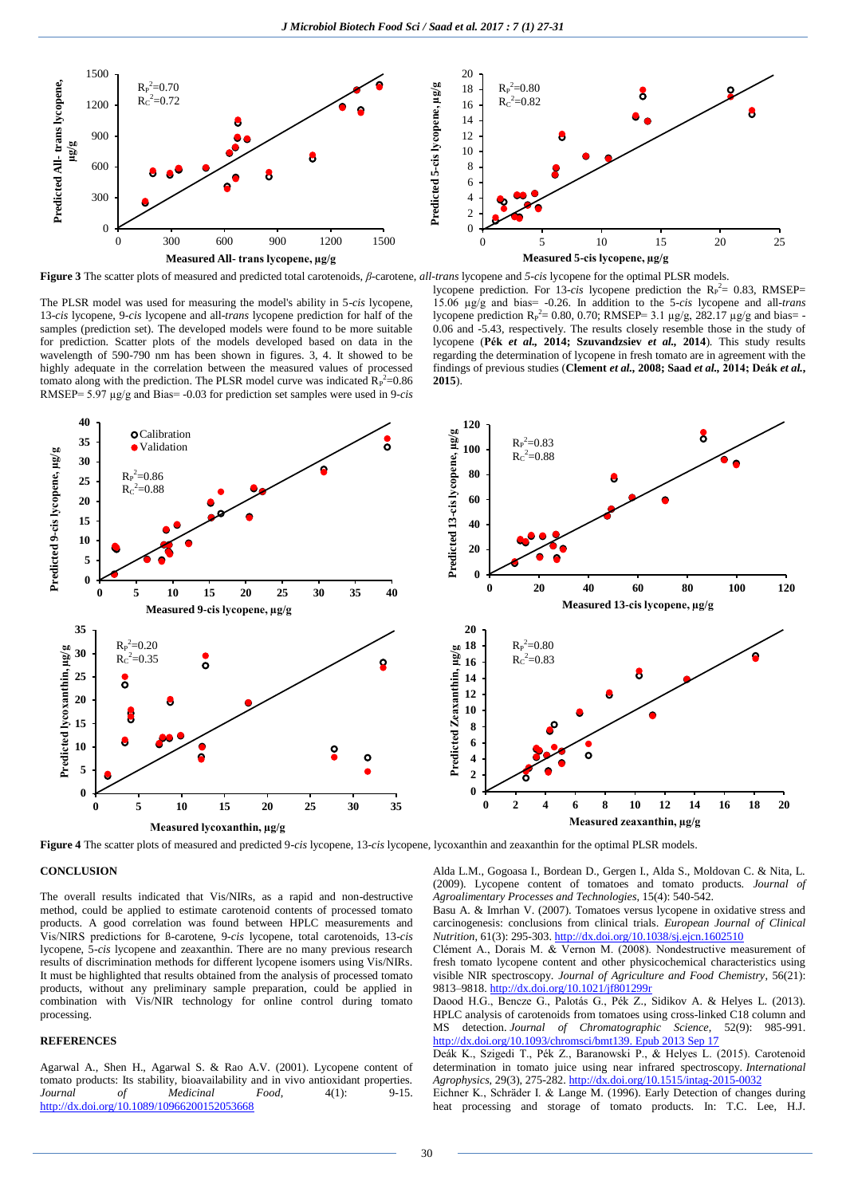**Figure 3** The scatter plots of measured and predicted total carotenoids, *β*-carotene, *all-trans* lycopene and *5-cis* lycopene for the optimal PLSR models.

The PLSR model was used for measuring the model's ability in 5-*cis* lycopene, 13-*cis* lycopene, 9-*cis* lycopene and all-*trans* lycopene prediction for half of the samples (prediction set). The developed models were found to be more suitable for prediction. Scatter plots of the models developed based on data in the wavelength of 590-790 nm has been shown in figures. 3, 4. It showed to be highly adequate in the correlation between the measured values of processed tomato along with the prediction. The PLSR model curve was indicated $R_P^2$=0.86 RMSEP= 5.97 μg/g and Bias= -0.03 for prediction set samples were used in 9-*cis* lycopene prediction. For 13-*cis* lycopene prediction the $R_P^2$= 0.83, RMSEP= 15.06 μg/g and bias= -0.26. In addition to the 5-*cis* lycopene and all-*trans* lycopene prediction $R_P^2$= 0.80, 0.70; RMSEP= 3.1 μg/g, 282.17 μg/g and bias= -0.06 and -5.43, respectively. The results closely resemble those in the study of lycopene (**Pék *et al.*, 2014; Szuvandzsiev *et al.*, 2014**). This study results regarding the determination of lycopene in fresh tomato are in agreement with the findings of previous studies (**Clement *et al.*, 2008; Saad *et al.*, 2014; Deák *et al.*, 2015**).

**Figure 4** The scatter plots of measured and predicted 9-*cis* lycopene, 13-*cis* lycopene, lycoxanthin and zeaxanthin for the optimal PLSR models.

## CONCLUSION

The overall results indicated that Vis/NIRs, as a rapid and non-destructive method, could be applied to estimate carotenoid contents of processed tomato products. A good correlation was found between HPLC measurements and Vis/NIRS predictions for ß-carotene, 9-*cis* lycopene, total carotenoids, 13-*cis* lycopene, 5-*cis* lycopene and zeaxanthin. There are no many previous research results of discrimination methods for different lycopene isomers using Vis/NIRs. It must be highlighted that results obtained from the analysis of processed tomato products, without any preliminary sample preparation, could be applied in combination with Vis/NIR technology for online control during tomato processing.

## REFERENCES

Agarwal A., Shen H., Agarwal S. & Rao A.V. (2001). Lycopene content of tomato products: Its stability, bioavailability and in vivo antioxidant properties. *Journal of Medicinal Food*, 4(1): 9-15. http://dx.doi.org/10.1089/10966200152053668

Alda L.M., Gogoasa I., Bordean D., Gergen I., Alda S., Moldovan C. & Nita, L. (2009). Lycopene content of tomatoes and tomato products. *Journal of Agroalimentary Processes and Technologies*, 15(4): 540-542.

Basu A. & Imrhan V. (2007). Tomatoes versus lycopene in oxidative stress and carcinogenesis: conclusions from clinical trials. *European Journal of Clinical Nutrition*, 61(3): 295-303. http://dx.doi.org/10.1038/sj.ejcn.1602510

Clément A., Dorais M. & Vernon M. (2008). Nondestructive measurement of fresh tomato lycopene content and other physicochemical characteristics using visible NIR spectroscopy. *Journal of Agriculture and Food Chemistry*, 56(21): 9813–9818. http://dx.doi.org/10.1021/jf801299r

Daood H.G., Bencze G., Palotás G., Pék Z., Sidikov A. & Helyes L. (2013). HPLC analysis of carotenoids from tomatoes using cross-linked C18 column and MS detection. *Journal of Chromatographic Science*, 52(9): 985-991. http://dx.doi.org/10.1093/chromsci/bmt139. Epub 2013 Sep 17

Deák K., Szigedi T., Pék Z., Baranowski P., & Helyes L. (2015). Carotenoid determination in tomato juice using near infrared spectroscopy. *International Agrophysics*, 29(3), 275-282. http://dx.doi.org/10.1515/intag-2015-0032

Eichner K., Schräder I. & Lange M. (1996). Early Detection of changes during heat processing and storage of tomato products. In: T.C. Lee, H.J.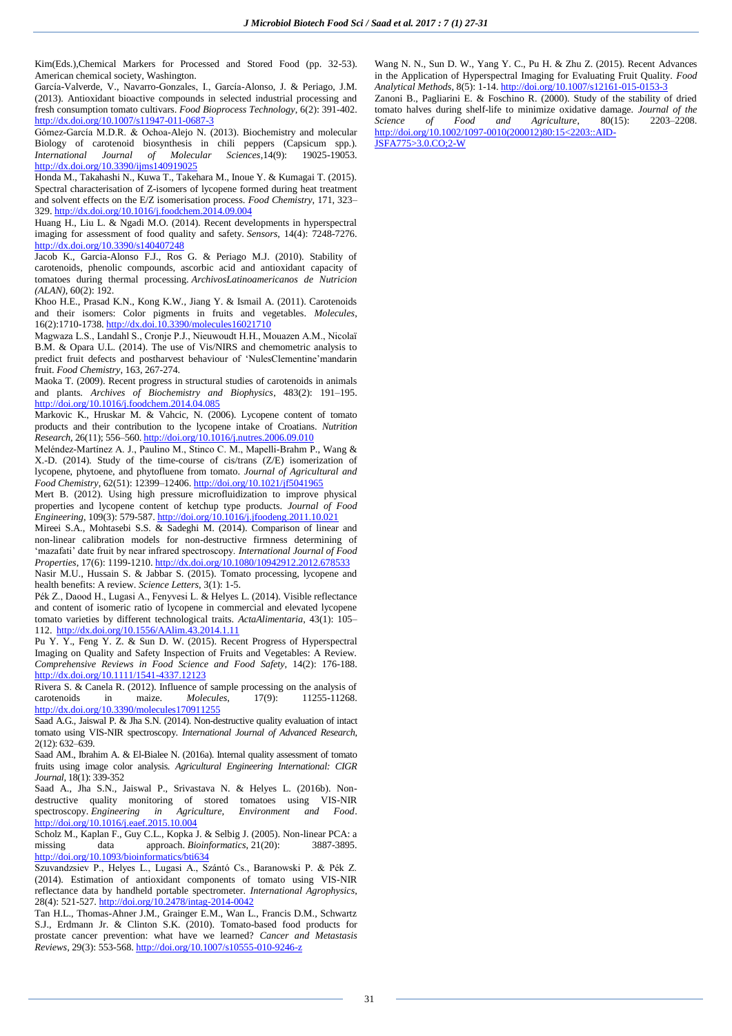Kim(Eds.),Chemical Markers for Processed and Stored Food (pp. 32-53). American chemical society, Washington.

García-Valverde, V., Navarro-Gonzales, I., García-Alonso, J. & Periago, J.M. (2013). Antioxidant bioactive compounds in selected industrial processing and fresh consumption tomato cultivars. *Food Bioprocess Technology*, 6(2): 391-402. http://dx.doi.org/10.1007/s11947-011-0687-3

Gómez-García M.D.R. & Ochoa-Alejo N. (2013). Biochemistry and molecular Biology of carotenoid biosynthesis in chili peppers (Capsicum spp.). *International Journal of Molecular Sciences*,14(9): 19025-19053. http://dx.doi.org/10.3390/ijms140919025

Honda M., Takahashi N., Kuwa T., Takehara M., Inoue Y. & Kumagai T. (2015). Spectral characterisation of Z-isomers of lycopene formed during heat treatment and solvent effects on the E/Z isomerisation process. *Food Chemistry*, 171, 323–329. http://dx.doi.org/10.1016/j.foodchem.2014.09.004

Huang H., Liu L. & Ngadi M.O. (2014). Recent developments in hyperspectral imaging for assessment of food quality and safety. *Sensors*, 14(4): 7248-7276. http://dx.doi.org/10.3390/s140407248

Jacob K., Garcia-Alonso F.J., Ros G. & Periago M.J. (2010). Stability of carotenoids, phenolic compounds, ascorbic acid and antioxidant capacity of tomatoes during thermal processing. *ArchivosLatinoamericanos de Nutricion (ALAN)*, 60(2): 192.

Khoo H.E., Prasad K.N., Kong K.W., Jiang Y. & Ismail A. (2011). Carotenoids and their isomers: Color pigments in fruits and vegetables. *Molecules*, 16(2):1710-1738. http://dx.doi.10.3390/molecules16021710

Magwaza L.S., Landahl S., Cronje P.J., Nieuwoudt H.H., Mouazen A.M., Nicolaï B.M. & Opara U.L. (2014). The use of Vis/NIRS and chemometric analysis to predict fruit defects and postharvest behaviour of 'NulesClementine'mandarin fruit. *Food Chemistry*, 163, 267-274.

Maoka T. (2009). Recent progress in structural studies of carotenoids in animals and plants. *Archives of Biochemistry and Biophysics*, 483(2): 191–195. http://doi.org/10.1016/j.foodchem.2014.04.085

Markovic K., Hruskar M. & Vahcic, N. (2006). Lycopene content of tomato products and their contribution to the lycopene intake of Croatians. *Nutrition Research*, 26(11); 556–560. http://doi.org/10.1016/j.nutres.2006.09.010

Meléndez-Martínez A. J., Paulino M., Stinco C. M., Mapelli-Brahm P., Wang & X.-D. (2014). Study of the time-course of cis/trans (Z/E) isomerization of lycopene, phytoene, and phytofluene from tomato. *Journal of Agricultural and Food Chemistry*, 62(51): 12399–12406. http://doi.org/10.1021/jf5041965

Mert B. (2012). Using high pressure microfluidization to improve physical properties and lycopene content of ketchup type products. *Journal of Food Engineering*, 109(3): 579-587. http://doi.org/10.1016/j.jfoodeng.2011.10.021

Mireei S.A., Mohtasebi S.S. & Sadeghi M. (2014). Comparison of linear and non-linear calibration models for non-destructive firmness determining of 'mazafati' date fruit by near infrared spectroscopy. *International Journal of Food Properties*, 17(6): 1199-1210. http://dx.doi.org/10.1080/10942912.2012.678533

Nasir M.U., Hussain S. & Jabbar S. (2015). Tomato processing, lycopene and health benefits: A review. *Science Letters*, 3(1): 1-5.

Pék Z., Daood H., Lugasi A., Fenyvesi L. & Helyes L. (2014). Visible reflectance and content of isomeric ratio of lycopene in commercial and elevated lycopene tomato varieties by different technological traits. *ActaAlimentaria*, 43(1): 105–112. http://dx.doi.org/10.1556/AAlim.43.2014.1.11

Pu Y. Y., Feng Y. Z. & Sun D. W. (2015). Recent Progress of Hyperspectral Imaging on Quality and Safety Inspection of Fruits and Vegetables: A Review. *Comprehensive Reviews in Food Science and Food Safety*, 14(2): 176-188. http://dx.doi.org/10.1111/1541-4337.12123

Rivera S. & Canela R. (2012). Influence of sample processing on the analysis of carotenoids in maize. *Molecules*, 17(9): 11255-11268. http://dx.doi.org/10.3390/molecules170911255

Saad A.G., Jaiswal P. & Jha S.N. (2014). Non-destructive quality evaluation of intact tomato using VIS-NIR spectroscopy. *International Journal of Advanced Research*, 2(12): 632–639.

Saad AM., Ibrahim A. & El-Bialee N. (2016a). Internal quality assessment of tomato fruits using image color analysis. *Agricultural Engineering International: CIGR Journal*, 18(1): 339-352

Saad A., Jha S.N., Jaiswal P., Srivastava N. & Helyes L. (2016b). Non-destructive quality monitoring of stored tomatoes using VIS-NIR spectroscopy. *Engineering in Agriculture, Environment and Food*. http://doi.org/10.1016/j.eaef.2015.10.004

Scholz M., Kaplan F., Guy C.L., Kopka J. & Selbig J. (2005). Non-linear PCA: a missing data approach. *Bioinformatics*, 21(20): 3887-3895. http://doi.org/10.1093/bioinformatics/bti634

Szuvandzsiev P., Helyes L., Lugasi A., Szántó Cs., Baranowski P. & Pék Z. (2014). Estimation of antioxidant components of tomato using VIS-NIR reflectance data by handheld portable spectrometer. *International Agrophysics*, 28(4): 521-527. http://doi.org/10.2478/intag-2014-0042

Tan H.L., Thomas-Ahner J.M., Grainger E.M., Wan L., Francis D.M., Schwartz S.J., Erdmann Jr. & Clinton S.K. (2010). Tomato-based food products for prostate cancer prevention: what have we learned? *Cancer and Metastasis Reviews*, 29(3): 553-568. http://doi.org/10.1007/s10555-010-9246-z

Wang N. N., Sun D. W., Yang Y. C., Pu H. & Zhu Z. (2015). Recent Advances in the Application of Hyperspectral Imaging for Evaluating Fruit Quality. *Food Analytical Methods*, 8(5): 1-14. http://doi.org/10.1007/s12161-015-0153-3

Zanoni B., Pagliarini E. & Foschino R. (2000). Study of the stability of dried tomato halves during shelf-life to minimize oxidative damage. *Journal of the Science of Food and Agriculture*, 80(15): 2203–2208. http://doi.org/10.1002/1097-0010(200012)80:15<2203::AID-JSFA775>3.0.CO;2-W